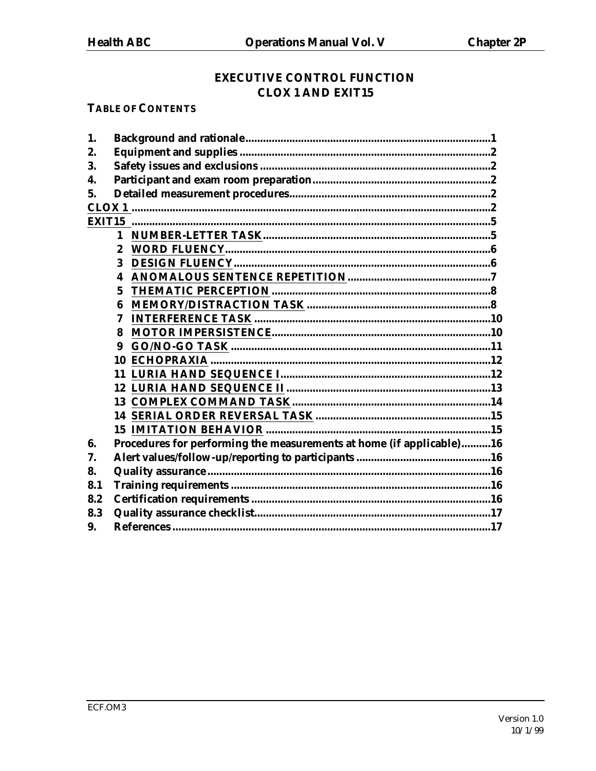# EXECUTIVE CONTROL FUNCTION
# CLOX 1 AND EXIT15

**TABLE OF CONTENTS**

1. Background and rationale....................1
2. Equipment and supplies....................2
3. Safety issues and exclusions....................2
4. Participant and exam room preparation....................2
5. Detailed measurement procedures....................2

CLOX 1....................2

EXIT15....................5

- 1 NUMBER-LETTER TASK....................5
- 2 WORD FLUENCY....................6
- 3 DESIGN FLUENCY....................6
- 4 ANOMALOUS SENTENCE REPETITION....................7
- 5 THEMATIC PERCEPTION....................8
- 6 MEMORY/DISTRACTION TASK....................8
- 7 INTERFERENCE TASK....................10
- 8 MOTOR IMPERSISTENCE....................10
- 9 GO/NO-GO TASK....................11
- 10 ECHOPRAXIA....................12
- 11 LURIA HAND SEQUENCE I....................12
- 12 LURIA HAND SEQUENCE II....................13
- 13 COMPLEX COMMAND TASK....................14
- 14 SERIAL ORDER REVERSAL TASK....................15
- 15 IMITATION BEHAVIOR....................15

6. Procedures for performing the measurements at home (if applicable)....................16
7. Alert values/follow-up/reporting to participants....................16
8. Quality assurance....................16

8.1 Training requirements....................16

8.2 Certification requirements....................16

8.3 Quality assurance checklist....................17

9. References....................17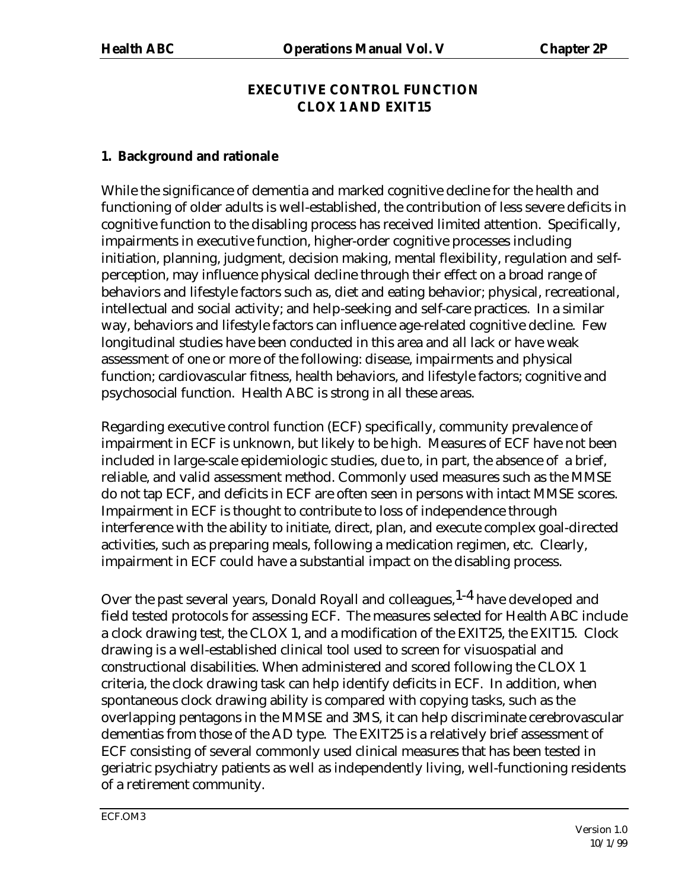# EXECUTIVE CONTROL FUNCTION
# CLOX 1 AND EXIT15

## 1. Background and rationale

While the significance of dementia and marked cognitive decline for the health and functioning of older adults is well-established, the contribution of less severe deficits in cognitive function to the disabling process has received limited attention. Specifically, impairments in executive function, higher-order cognitive processes including initiation, planning, judgment, decision making, mental flexibility, regulation and self-perception, may influence physical decline through their effect on a broad range of behaviors and lifestyle factors such as, diet and eating behavior; physical, recreational, intellectual and social activity; and help-seeking and self-care practices. In a similar way, behaviors and lifestyle factors can influence age-related cognitive decline. Few longitudinal studies have been conducted in this area and all lack or have weak assessment of one or more of the following: disease, impairments and physical function; cardiovascular fitness, health behaviors, and lifestyle factors; cognitive and psychosocial function. Health ABC is strong in all these areas.

Regarding executive control function (ECF) specifically, community prevalence of impairment in ECF is unknown, but likely to be high. Measures of ECF have not been included in large-scale epidemiologic studies, due to, in part, the absence of a brief, reliable, and valid assessment method. Commonly used measures such as the MMSE do not tap ECF, and deficits in ECF are often seen in persons with intact MMSE scores. Impairment in ECF is thought to contribute to loss of independence through interference with the ability to initiate, direct, plan, and execute complex goal-directed activities, such as preparing meals, following a medication regimen, etc. Clearly, impairment in ECF could have a substantial impact on the disabling process.

Over the past several years, Donald Royall and colleagues,[1-4] have developed and field tested protocols for assessing ECF. The measures selected for Health ABC include a clock drawing test, the CLOX 1, and a modification of the EXIT25, the EXIT15. Clock drawing is a well-established clinical tool used to screen for visuospatial and constructional disabilities. When administered and scored following the CLOX 1 criteria, the clock drawing task can help identify deficits in ECF. In addition, when spontaneous clock drawing ability is compared with copying tasks, such as the overlapping pentagons in the MMSE and 3MS, it can help discriminate cerebrovascular dementias from those of the AD type. The EXIT25 is a relatively brief assessment of ECF consisting of several commonly used clinical measures that has been tested in geriatric psychiatry patients as well as independently living, well-functioning residents of a retirement community.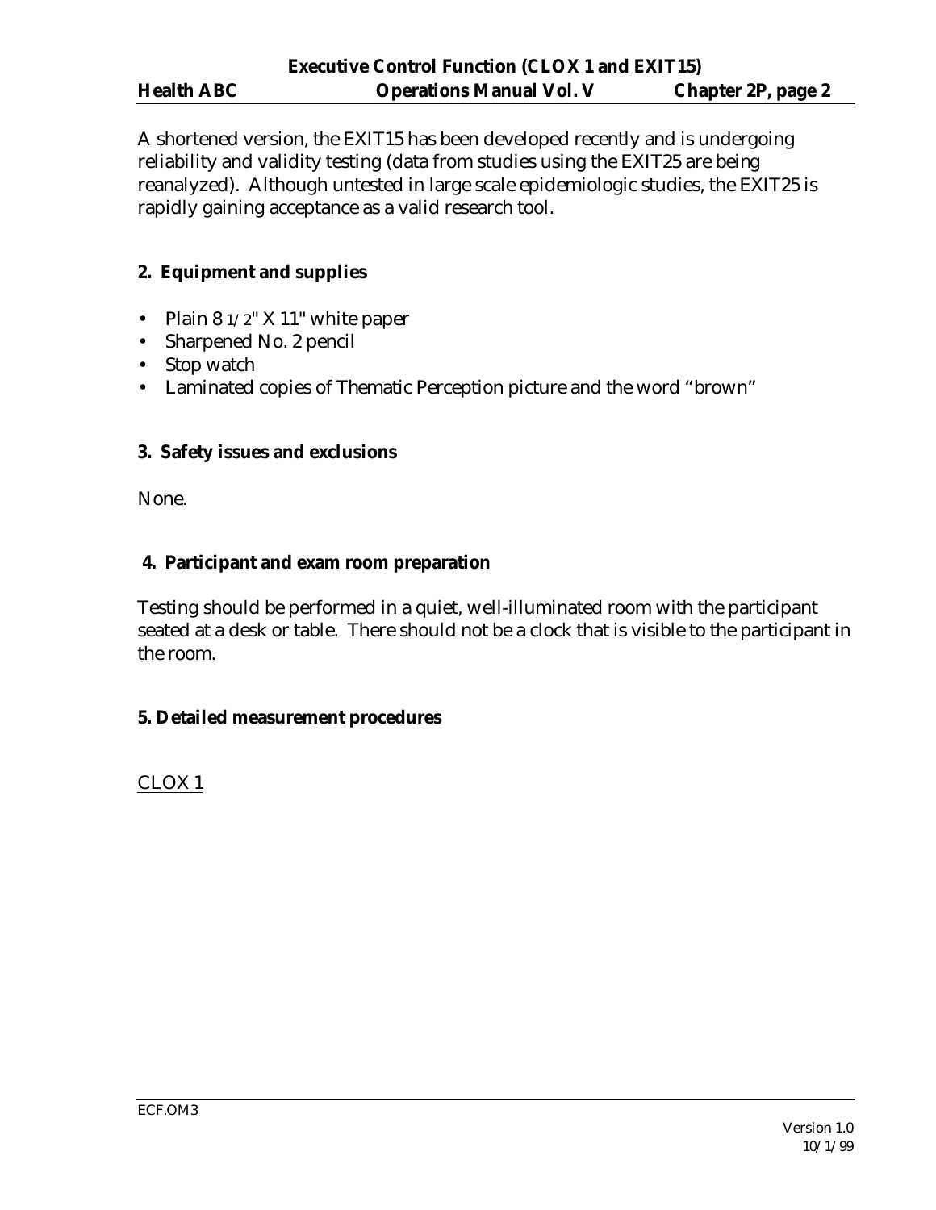A shortened version, the EXIT15 has been developed recently and is undergoing reliability and validity testing (data from studies using the EXIT25 are being reanalyzed). Although untested in large scale epidemiologic studies, the EXIT25 is rapidly gaining acceptance as a valid research tool.

## 2. Equipment and supplies

- Plain 8 1/2" X 11" white paper
- Sharpened No. 2 pencil
- Stop watch
- Laminated copies of Thematic Perception picture and the word "brown"

## 3. Safety issues and exclusions

None.

## 4. Participant and exam room preparation

Testing should be performed in a quiet, well-illuminated room with the participant seated at a desk or table. There should not be a clock that is visible to the participant in the room.

## 5. Detailed measurement procedures

CLOX 1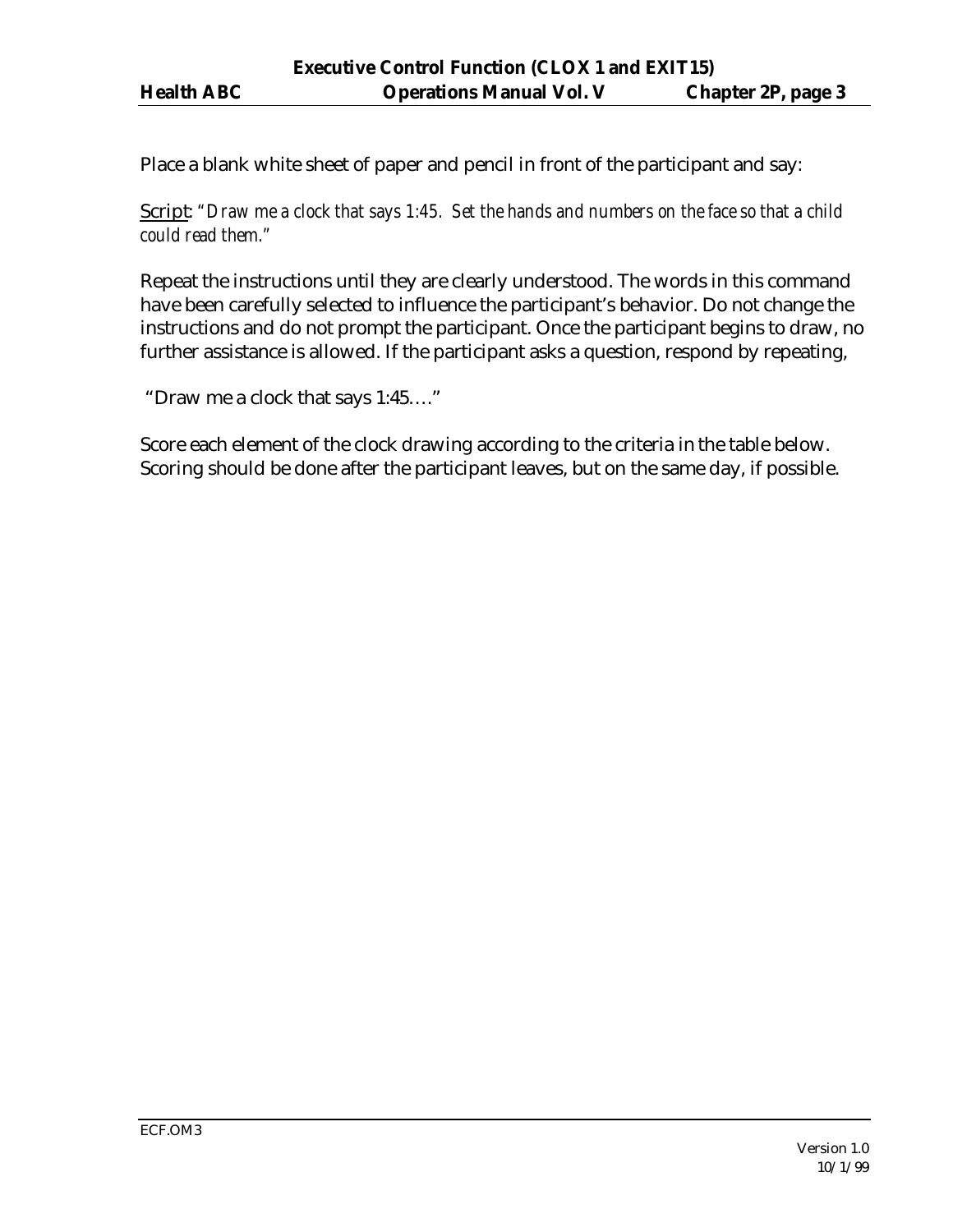Place a blank white sheet of paper and pencil in front of the participant and say:

Script: *"Draw me a clock that says 1:45. Set the hands and numbers on the face so that a child could read them."*

Repeat the instructions until they are clearly understood. The words in this command have been carefully selected to influence the participant's behavior. Do not change the instructions and do not prompt the participant. Once the participant begins to draw, no further assistance is allowed. If the participant asks a question, respond by repeating,

"Draw me a clock that says 1:45…."

Score each element of the clock drawing according to the criteria in the table below. Scoring should be done after the participant leaves, but on the same day, if possible.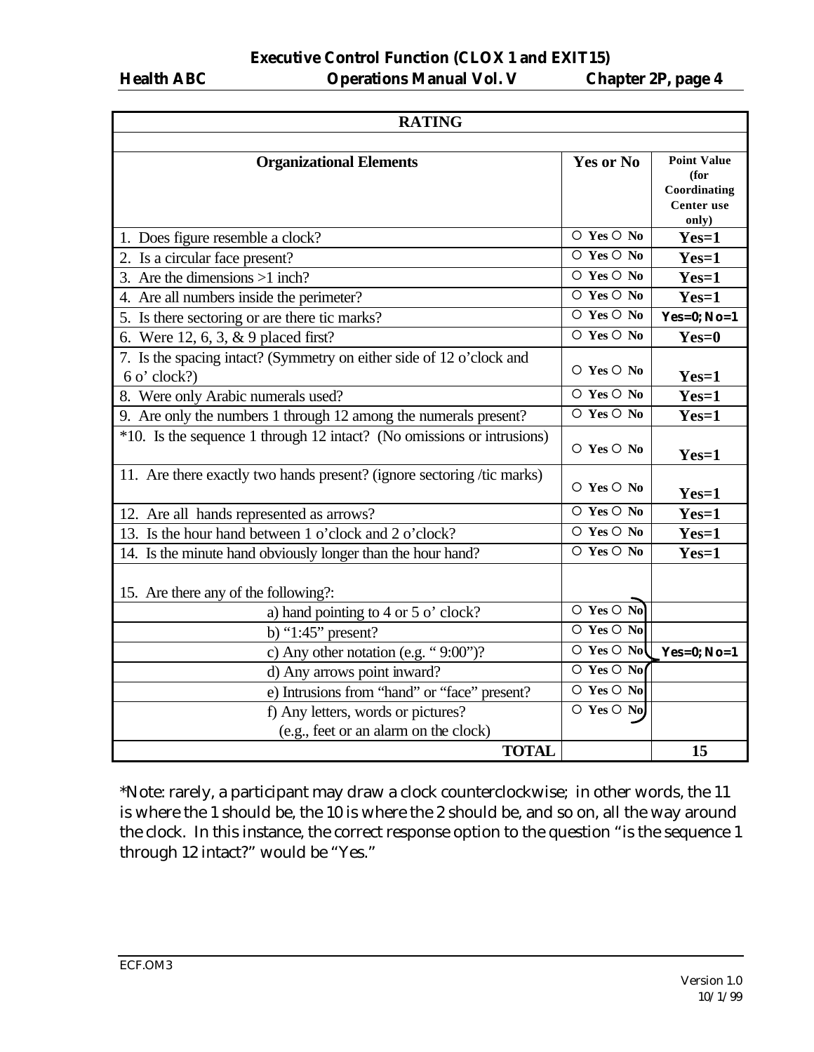| RATING | | |
|---|---|---|
| **Organizational Elements** | **Yes or No** | **Point Value (for Coordinating Center use only)** |
| 1. Does figure resemble a clock? | ○ Yes ○ No | Yes=1 |
| 2. Is a circular face present? | ○ Yes ○ No | Yes=1 |
| 3. Are the dimensions >1 inch? | ○ Yes ○ No | Yes=1 |
| 4. Are all numbers inside the perimeter? | ○ Yes ○ No | Yes=1 |
| 5. Is there sectoring or are there tic marks? | ○ Yes ○ No | Yes=0; No=1 |
| 6. Were 12, 6, 3, & 9 placed first? | ○ Yes ○ No | Yes=0 |
| 7. Is the spacing intact? (Symmetry on either side of 12 o'clock and 6 o' clock?) | ○ Yes ○ No | Yes=1 |
| 8. Were only Arabic numerals used? | ○ Yes ○ No | Yes=1 |
| 9. Are only the numbers 1 through 12 among the numerals present? | ○ Yes ○ No | Yes=1 |
| *10. Is the sequence 1 through 12 intact? (No omissions or intrusions) | ○ Yes ○ No | Yes=1 |
| 11. Are there exactly two hands present? (ignore sectoring /tic marks) | ○ Yes ○ No | Yes=1 |
| 12. Are all hands represented as arrows? | ○ Yes ○ No | Yes=1 |
| 13. Is the hour hand between 1 o'clock and 2 o'clock? | ○ Yes ○ No | Yes=1 |
| 14. Is the minute hand obviously longer than the hour hand? | ○ Yes ○ No | Yes=1 |
| 15. Are there any of the following?: | | |
| a) hand pointing to 4 or 5 o' clock? | ○ Yes ○ No | |
| b) "1:45" present? | ○ Yes ○ No | |
| c) Any other notation (e.g. " 9:00")? | ○ Yes ○ No | Yes=0; No=1 |
| d) Any arrows point inward? | ○ Yes ○ No | |
| e) Intrusions from "hand" or "face" present? | ○ Yes ○ No | |
| f) Any letters, words or pictures? (e.g., feet or an alarm on the clock) | ○ Yes ○ No | |
| **TOTAL** | | **15** |

*Note: rarely, a participant may draw a clock counterclockwise; in other words, the 11 is where the 1 should be, the 10 is where the 2 should be, and so on, all the way around the clock. In this instance, the correct response option to the question "is the sequence 1 through 12 intact?" would be "Yes."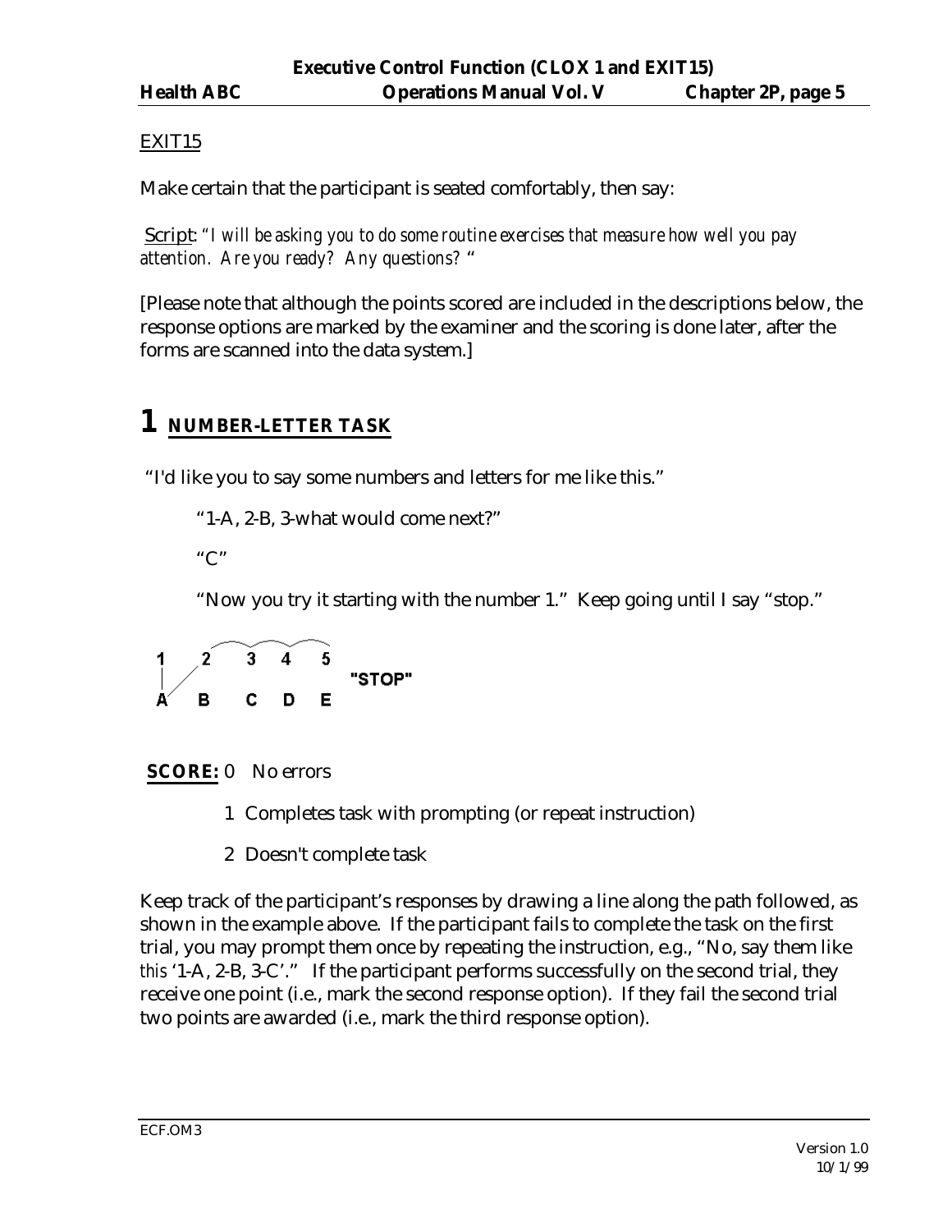## EXIT15

Make certain that the participant is seated comfortably, then say:

Script: *"I will be asking you to do some routine exercises that measure how well you pay attention. Are you ready? Any questions?* "

[Please note that although the points scored are included in the descriptions below, the response options are marked by the examiner and the scoring is done later, after the forms are scanned into the data system.]

# 1 NUMBER-LETTER TASK

"I'd like you to say some numbers and letters for me like this."

"1-A, 2-B, 3-what would come next?"

"C"

"Now you try it starting with the number 1." Keep going until I say "stop."

```
1    2    3    4    5
                        "STOP"
A    B    C    D    E
```

**SCORE:** 0 No errors

1 Completes task with prompting (or repeat instruction)

2 Doesn't complete task

Keep track of the participant's responses by drawing a line along the path followed, as shown in the example above. If the participant fails to complete the task on the first trial, you may prompt them once by repeating the instruction, e.g., "No, say them like *this* '1-A, 2-B, 3-C'." If the participant performs successfully on the second trial, they receive one point (i.e., mark the second response option). If they fail the second trial two points are awarded (i.e., mark the third response option).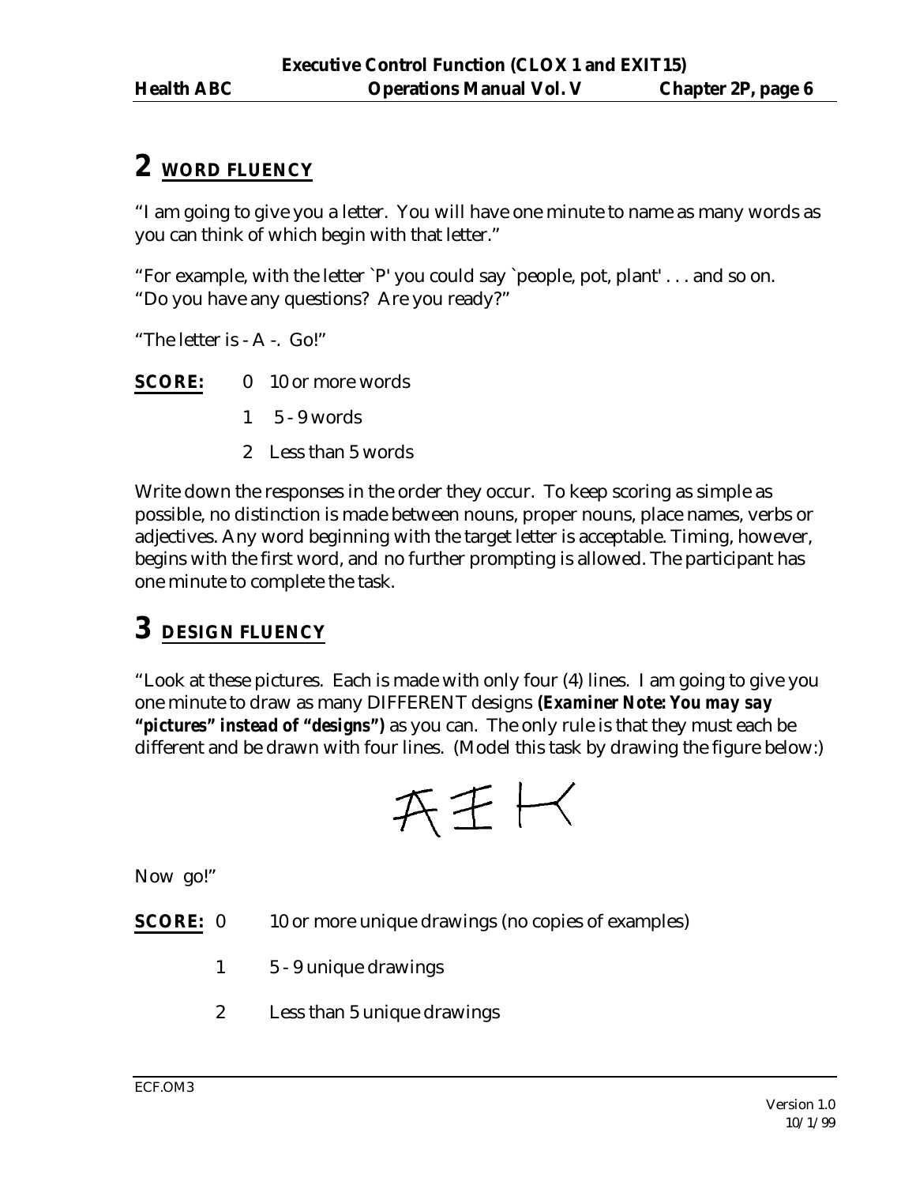## 2 WORD FLUENCY

"I am going to give you a letter. You will have one minute to name as many words as you can think of which begin with that letter."

"For example, with the letter `P' you could say `people, pot, plant' . . . and so on.
"Do you have any questions? Are you ready?"

"The letter is - A -. Go!"

**SCORE:**
- 0 10 or more words
- 1 5 - 9 words
- 2 Less than 5 words

Write down the responses in the order they occur. To keep scoring as simple as possible, no distinction is made between nouns, proper nouns, place names, verbs or adjectives. Any word beginning with the target letter is acceptable. Timing, however, begins with the first word, and no further prompting is allowed. The participant has one minute to complete the task.

## 3 DESIGN FLUENCY

"Look at these pictures. Each is made with only four (4) lines. I am going to give you one minute to draw as many DIFFERENT designs ***(Examiner Note: You may say "pictures" instead of "designs")*** as you can. The only rule is that they must each be different and be drawn with four lines. (Model this task by drawing the figure below:)

Now go!"

**SCORE:**
- 0 10 or more unique drawings (no copies of examples)
- 1 5 - 9 unique drawings
- 2 Less than 5 unique drawings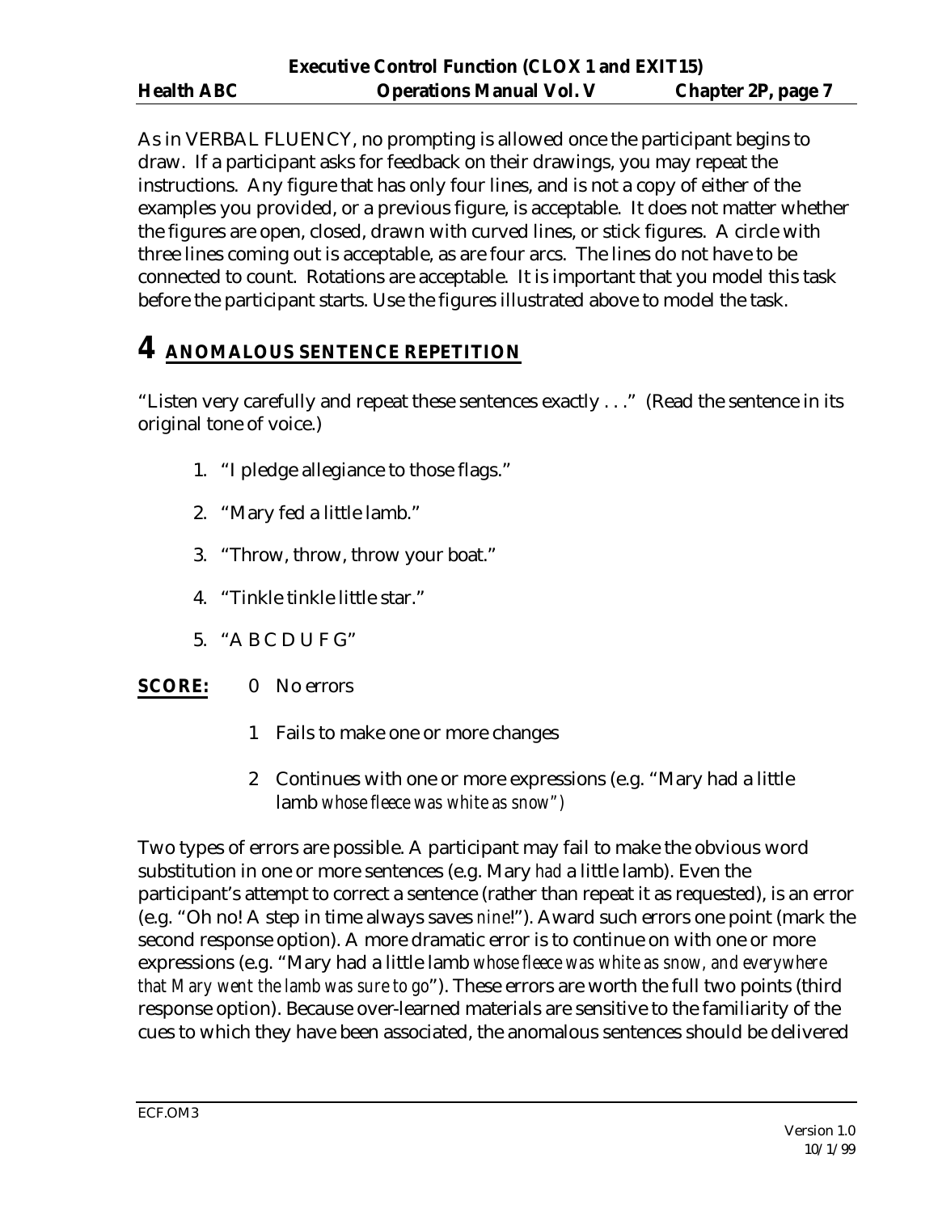As in VERBAL FLUENCY, no prompting is allowed once the participant begins to draw. If a participant asks for feedback on their drawings, you may repeat the instructions. Any figure that has only four lines, and is not a copy of either of the examples you provided, or a previous figure, is acceptable. It does not matter whether the figures are open, closed, drawn with curved lines, or stick figures. A circle with three lines coming out is acceptable, as are four arcs. The lines do not have to be connected to count. Rotations are acceptable. It is important that you model this task before the participant starts. Use the figures illustrated above to model the task.

# 4 ANOMALOUS SENTENCE REPETITION

"Listen very carefully and repeat these sentences exactly . . ." (Read the sentence in its original tone of voice.)

1. "I pledge allegiance to those flags."
2. "Mary fed a little lamb."
3. "Throw, throw, throw your boat."
4. "Tinkle tinkle little star."
5. "A B C D U F G"

**SCORE:**
- 0 No errors
- 1 Fails to make one or more changes
- 2 Continues with one or more expressions (e.g. "Mary had a little lamb *whose fleece was white as snow")*

Two types of errors are possible. A participant may fail to make the obvious word substitution in one or more sentences (e.g. Mary *had* a little lamb). Even the participant's attempt to correct a sentence (rather than repeat it as requested), is an error (e.g. "Oh no! A step in time always saves *nine*!"). Award such errors one point (mark the second response option). A more dramatic error is to continue on with one or more expressions (e.g. "Mary had a little lamb *whose fleece was white as snow, and everywhere that Mary went the lamb was sure to go*"). These errors are worth the full two points (third response option). Because over-learned materials are sensitive to the familiarity of the cues to which they have been associated, the anomalous sentences should be delivered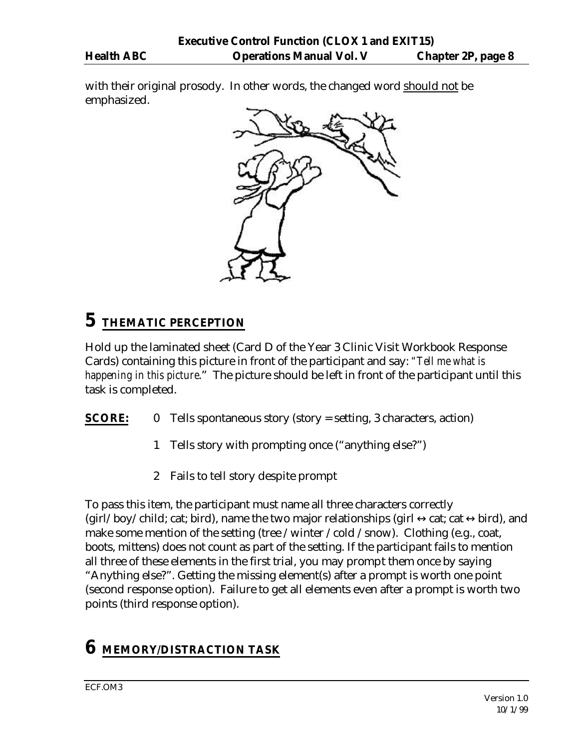with their original prosody. In other words, the changed word <u>should not</u> be emphasized.

# 5 THEMATIC PERCEPTION

Hold up the laminated sheet (Card D of the Year 3 Clinic Visit Workbook Response Cards) containing this picture in front of the participant and say: *"Tell me what is happening in this picture."* The picture should be left in front of the participant until this task is completed.

**SCORE:**

0 Tells spontaneous story (story = setting, 3 characters, action)

1 Tells story with prompting once ("anything else?")

2 Fails to tell story despite prompt

To pass this item, the participant must name all three characters correctly (girl/boy/child; cat; bird), name the two major relationships (girl ↔ cat; cat ↔ bird), and make some mention of the setting (tree / winter / cold / snow). Clothing (e.g., coat, boots, mittens) does not count as part of the setting. If the participant fails to mention all three of these elements in the first trial, you may prompt them once by saying "Anything else?". Getting the missing element(s) after a prompt is worth one point (second response option). Failure to get all elements even after a prompt is worth two points (third response option).

# 6 MEMORY/DISTRACTION TASK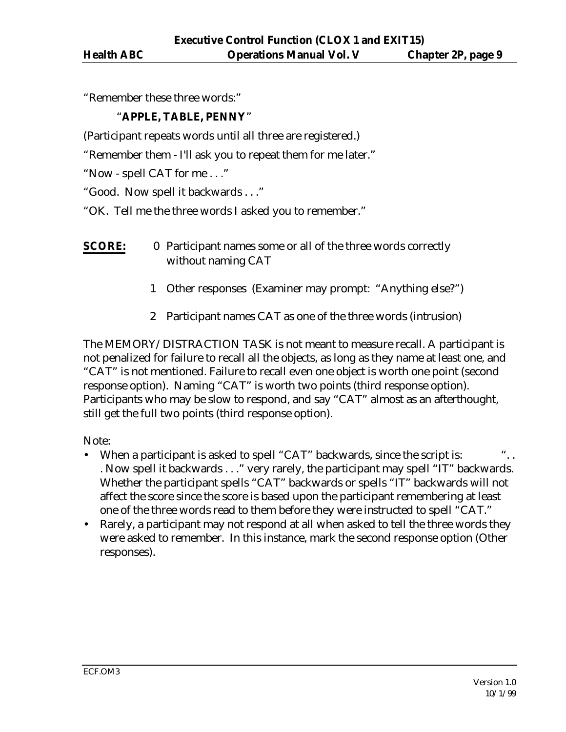"Remember these three words:"

"**APPLE, TABLE, PENNY**"

(Participant repeats words until all three are registered.)

"Remember them - I'll ask you to repeat them for me later."

"Now - spell CAT for me . . ."

"Good. Now spell it backwards . . ."

"OK. Tell me the three words I asked you to remember."

**SCORE:**

0 Participant names some or all of the three words correctly without naming CAT

1 Other responses (Examiner may prompt: "Anything else?")

2 Participant names CAT as one of the three words (intrusion)

The MEMORY/DISTRACTION TASK is not meant to measure recall. A participant is not penalized for failure to recall all the objects, as long as they name at least one, and "CAT" is not mentioned. Failure to recall even one object is worth one point (second response option). Naming "CAT" is worth two points (third response option). Participants who may be slow to respond, and say "CAT" almost as an afterthought, still get the full two points (third response option).

Note:

- When a participant is asked to spell "CAT" backwards, since the script is: ". . . Now spell it backwards . . ." very rarely, the participant may spell "IT" backwards. Whether the participant spells "CAT" backwards or spells "IT" backwards will not affect the score since the score is based upon the participant remembering at least one of the three words read to them before they were instructed to spell "CAT."
- Rarely, a participant may not respond at all when asked to tell the three words they were asked to remember. In this instance, mark the second response option (Other responses).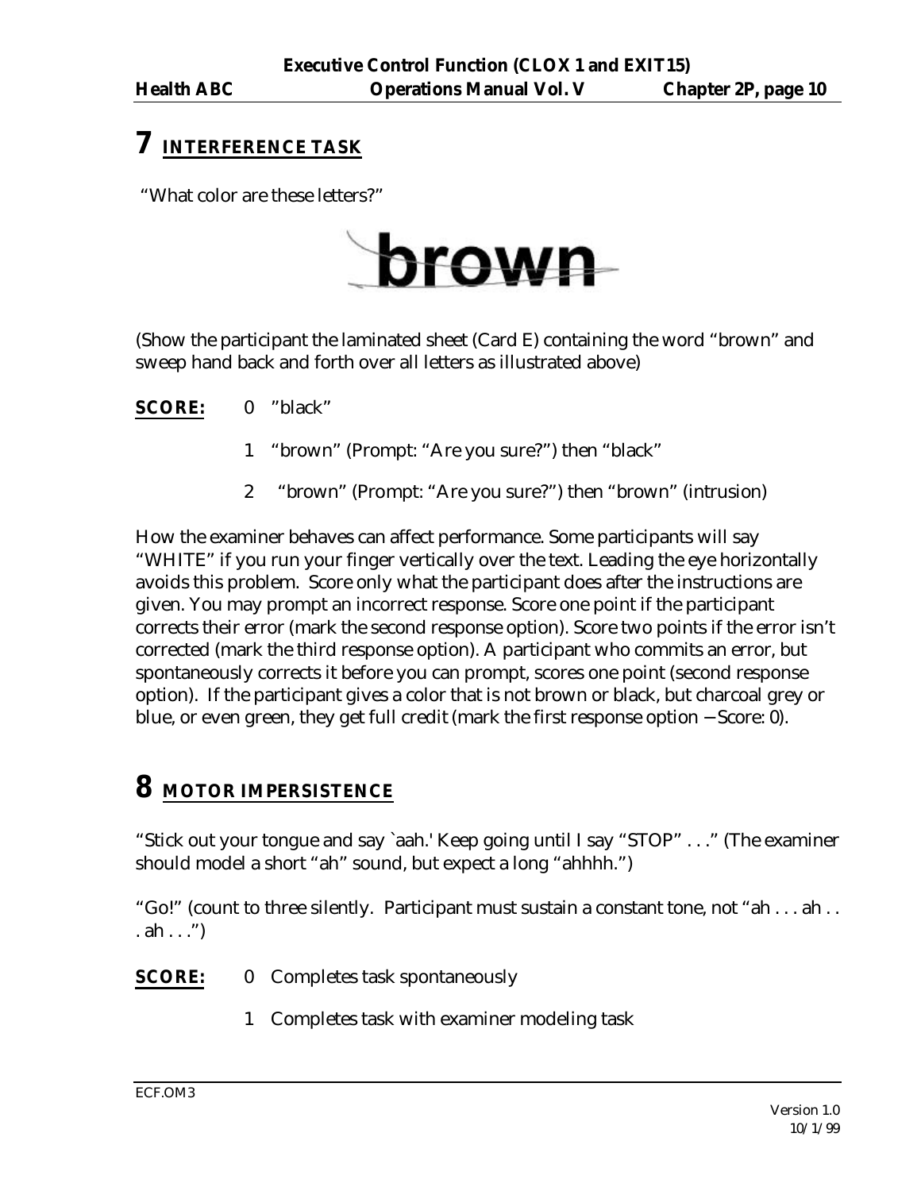# 7 INTERFERENCE TASK

"What color are these letters?"

**brown**

(Show the participant the laminated sheet (Card E) containing the word "brown" and sweep hand back and forth over all letters as illustrated above)

**SCORE:**

0 "black"

1 "brown" (Prompt: "Are you sure?") then "black"

2 "brown" (Prompt: "Are you sure?") then "brown" (intrusion)

How the examiner behaves can affect performance. Some participants will say "WHITE" if you run your finger vertically over the text. Leading the eye horizontally avoids this problem. Score only what the participant does after the instructions are given. You may prompt an incorrect response. Score one point if the participant corrects their error (mark the second response option). Score two points if the error isn't corrected (mark the third response option). A participant who commits an error, but spontaneously corrects it before you can prompt, scores one point (second response option). If the participant gives a color that is not brown or black, but charcoal grey or blue, or even green, they get full credit (mark the first response option – Score: 0).

# 8 MOTOR IMPERSISTENCE

"Stick out your tongue and say `aah.' Keep going until I say "STOP" . . ." (The examiner should model a short "ah" sound, but expect a long "ahhhh.")

"Go!" (count to three silently. Participant must sustain a constant tone, not "ah . . . ah . . . ah . . .")

**SCORE:**

0 Completes task spontaneously

1 Completes task with examiner modeling task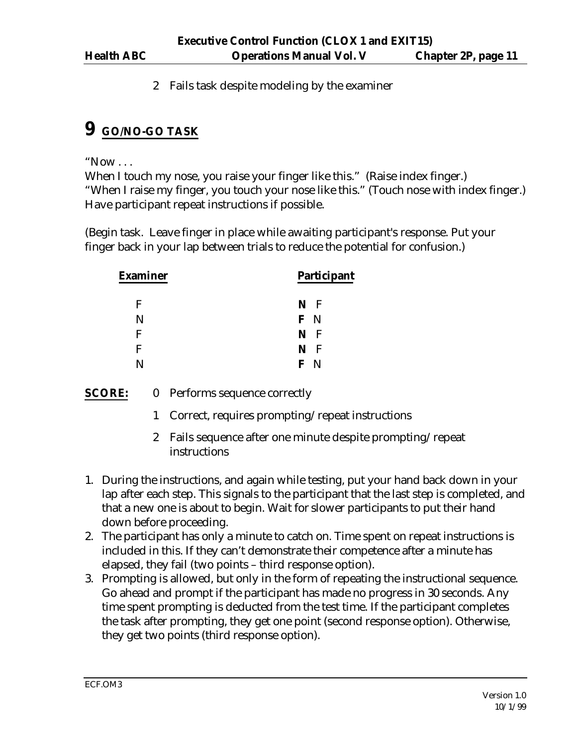2 Fails task despite modeling by the examiner

# 9 GO/NO-GO TASK

"Now . . .
When I touch my nose, you raise your finger like this." (Raise index finger.)
"When I raise my finger, you touch your nose like this." (Touch nose with index finger.)
Have participant repeat instructions if possible.

(Begin task. Leave finger in place while awaiting participant's response. Put your finger back in your lap between trials to reduce the potential for confusion.)

| Examiner | Participant |
|---|---|
| F | **N** F |
| N | **F** N |
| F | **N** F |
| F | **N** F |
| N | **F** N |

**SCORE:**
0 Performs sequence correctly
1 Correct, requires prompting/repeat instructions
2 Fails sequence after one minute despite prompting/repeat instructions

1. During the instructions, and again while testing, put your hand back down in your lap after each step. This signals to the participant that the last step is completed, and that a new one is about to begin. Wait for slower participants to put their hand down before proceeding.
2. The participant has only a minute to catch on. Time spent on repeat instructions is included in this. If they can't demonstrate their competence after a minute has elapsed, they fail (two points – third response option).
3. Prompting is allowed, but only in the form of repeating the instructional sequence. Go ahead and prompt if the participant has made no progress in 30 seconds. Any time spent prompting is deducted from the test time. If the participant completes the task after prompting, they get one point (second response option). Otherwise, they get two points (third response option).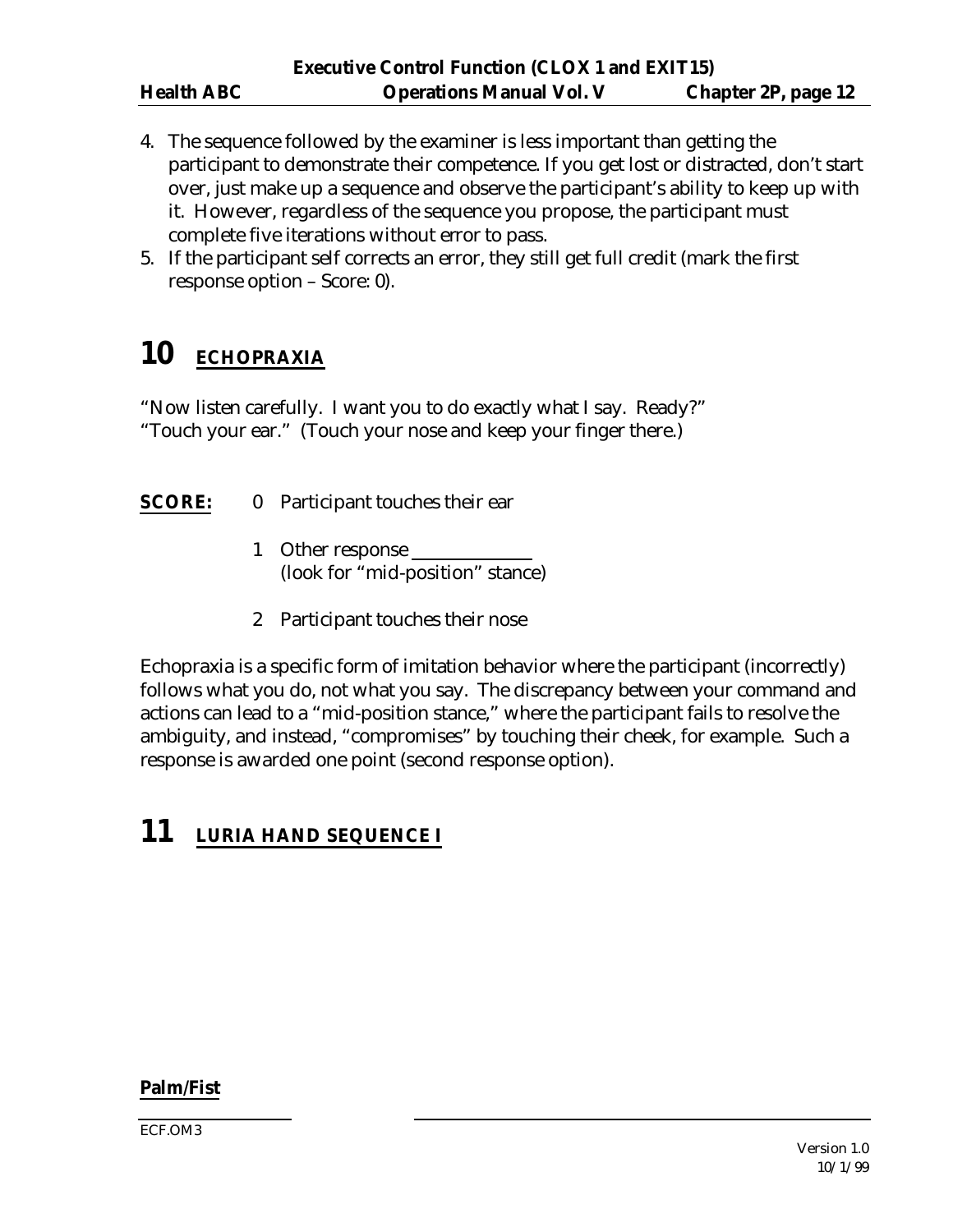4. The sequence followed by the examiner is less important than getting the participant to demonstrate their competence. If you get lost or distracted, don't start over, just make up a sequence and observe the participant's ability to keep up with it. However, regardless of the sequence you propose, the participant must complete five iterations without error to pass.
5. If the participant self corrects an error, they still get full credit (mark the first response option – Score: 0).

# 10 ECHOPRAXIA

"Now listen carefully. I want you to do exactly what I say. Ready?"
"Touch your ear." (Touch your nose and keep your finger there.)

**SCORE:**

0 Participant touches their ear

1 Other response ____________
(look for "mid-position" stance)

2 Participant touches their nose

Echopraxia is a specific form of imitation behavior where the participant (incorrectly) follows what you do, not what you say. The discrepancy between your command and actions can lead to a "mid-position stance," where the participant fails to resolve the ambiguity, and instead, "compromises" by touching their cheek, for example. Such a response is awarded one point (second response option).

# 11 LURIA HAND SEQUENCE I

**Palm/Fist**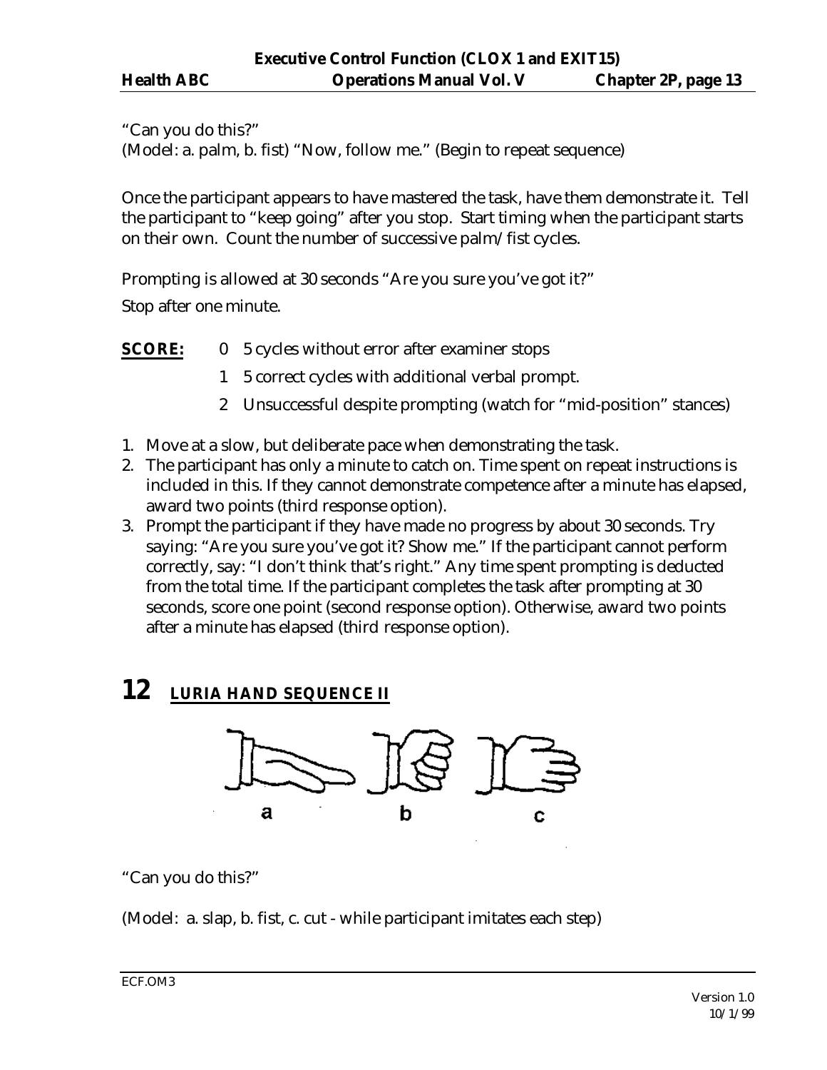"Can you do this?"
(Model: a. palm, b. fist) "Now, follow me." (Begin to repeat sequence)

Once the participant appears to have mastered the task, have them demonstrate it. Tell the participant to "keep going" after you stop. Start timing when the participant starts on their own. Count the number of successive palm/fist cycles.

Prompting is allowed at 30 seconds "Are you sure you've got it?"

Stop after one minute.

**SCORE:**
- 0 5 cycles without error after examiner stops
- 1 5 correct cycles with additional verbal prompt.
- 2 Unsuccessful despite prompting (watch for "mid-position" stances)

1. Move at a slow, but deliberate pace when demonstrating the task.
2. The participant has only a minute to catch on. Time spent on repeat instructions is included in this. If they cannot demonstrate competence after a minute has elapsed, award two points (third response option).
3. Prompt the participant if they have made no progress by about 30 seconds. Try saying: "Are you sure you've got it? Show me." If the participant cannot perform correctly, say: "I don't think that's right." Any time spent prompting is deducted from the total time. If the participant completes the task after prompting at 30 seconds, score one point (second response option). Otherwise, award two points after a minute has elapsed (third response option).

# 12 LURIA HAND SEQUENCE II

a b c

"Can you do this?"

(Model: a. slap, b. fist, c. cut - while participant imitates each step)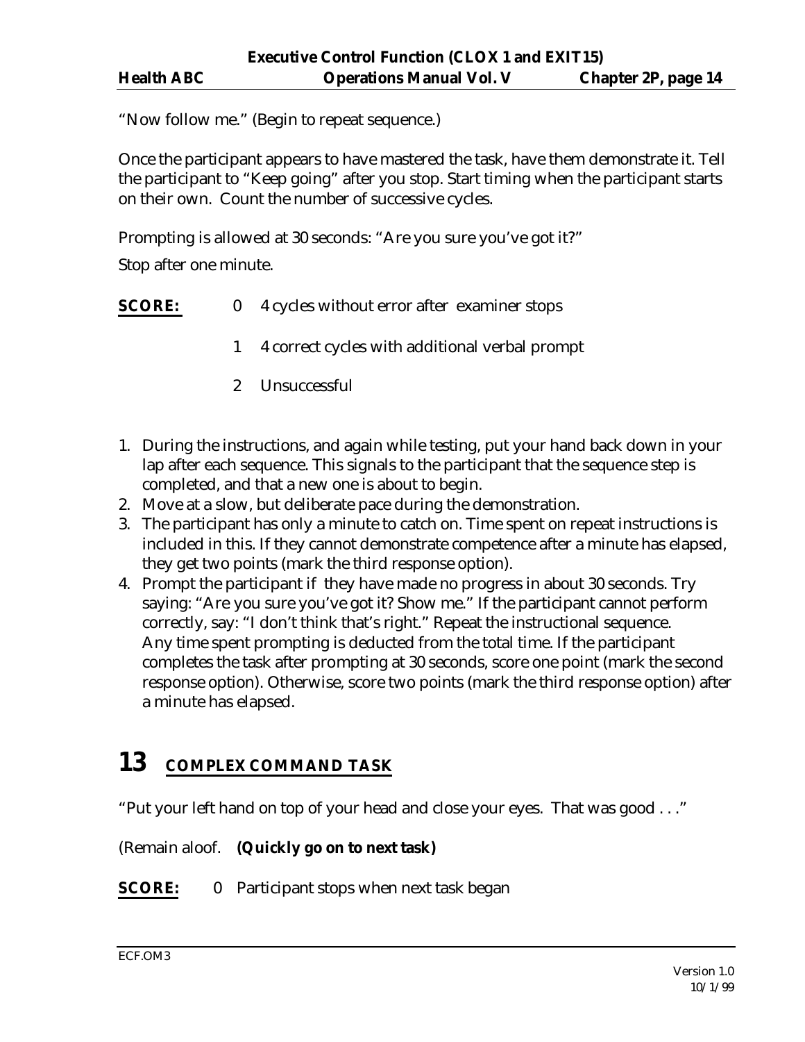"Now follow me." (Begin to repeat sequence.)

Once the participant appears to have mastered the task, have them demonstrate it. Tell the participant to "Keep going" after you stop. Start timing when the participant starts on their own. Count the number of successive cycles.

Prompting is allowed at 30 seconds: "Are you sure you've got it?"

Stop after one minute.

**SCORE:**
- 0 4 cycles without error after examiner stops
- 1 4 correct cycles with additional verbal prompt
- 2 Unsuccessful

1. During the instructions, and again while testing, put your hand back down in your lap after each sequence. This signals to the participant that the sequence step is completed, and that a new one is about to begin.
2. Move at a slow, but deliberate pace during the demonstration.
3. The participant has only a minute to catch on. Time spent on repeat instructions is included in this. If they cannot demonstrate competence after a minute has elapsed, they get two points (mark the third response option).
4. Prompt the participant if they have made no progress in about 30 seconds. Try saying: "Are you sure you've got it? Show me." If the participant cannot perform correctly, say: "I don't think that's right." Repeat the instructional sequence. Any time spent prompting is deducted from the total time. If the participant completes the task after prompting at 30 seconds, score one point (mark the second response option). Otherwise, score two points (mark the third response option) after a minute has elapsed.

# 13 COMPLEX COMMAND TASK

"Put your left hand on top of your head and close your eyes. That was good . . ."

(Remain aloof. **(Quickly go on to next task)**

**SCORE:** 0 Participant stops when next task began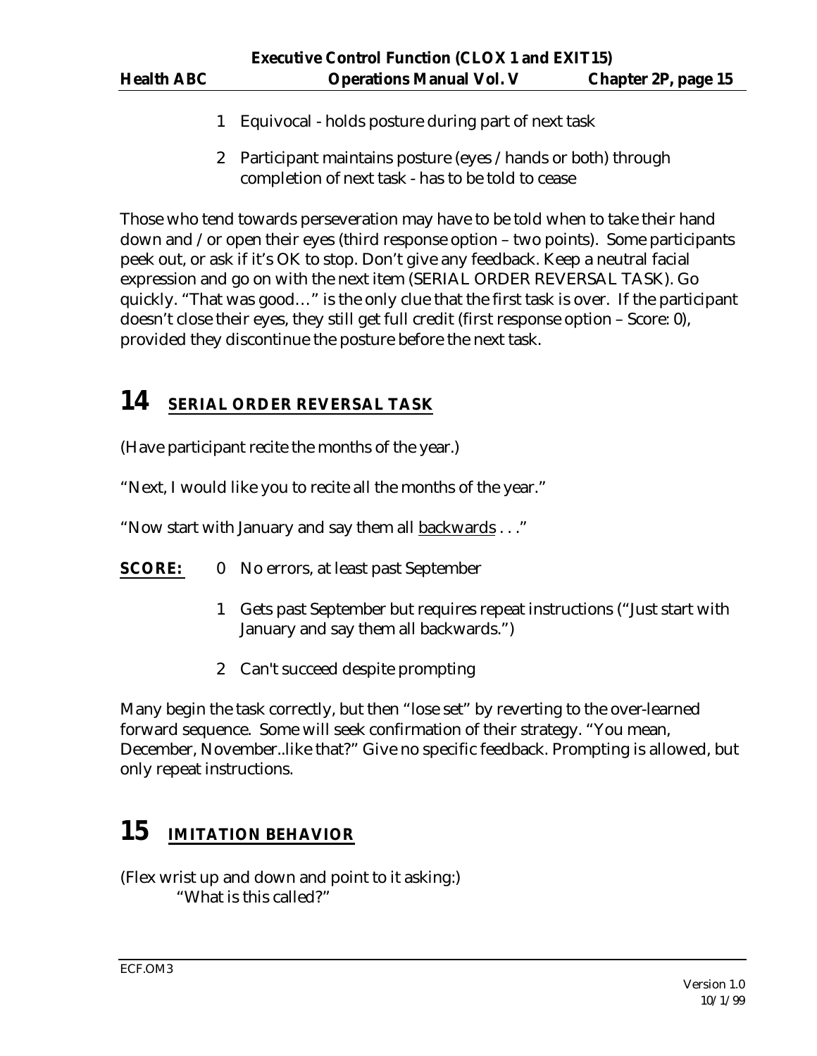1 Equivocal - holds posture during part of next task

2 Participant maintains posture (eyes / hands or both) through completion of next task - has to be told to cease

Those who tend towards perseveration may have to be told when to take their hand down and / or open their eyes (third response option – two points). Some participants peek out, or ask if it's OK to stop. Don't give any feedback. Keep a neutral facial expression and go on with the next item (SERIAL ORDER REVERSAL TASK). Go quickly. "That was good…" is the only clue that the first task is over. If the participant doesn't close their eyes, they still get full credit (first response option – Score: 0), provided they discontinue the posture before the next task.

# 14 SERIAL ORDER REVERSAL TASK

(Have participant recite the months of the year.)

"Next, I would like you to recite all the months of the year."

"Now start with January and say them all backwards . . ."

**SCORE:** 0 No errors, at least past September

1 Gets past September but requires repeat instructions ("Just start with January and say them all backwards.")

2 Can't succeed despite prompting

Many begin the task correctly, but then "lose set" by reverting to the over-learned forward sequence. Some will seek confirmation of their strategy. "You mean, December, November..like that?" Give no specific feedback. Prompting is allowed, but only repeat instructions.

# 15 IMITATION BEHAVIOR

(Flex wrist up and down and point to it asking:)

"What is this called?"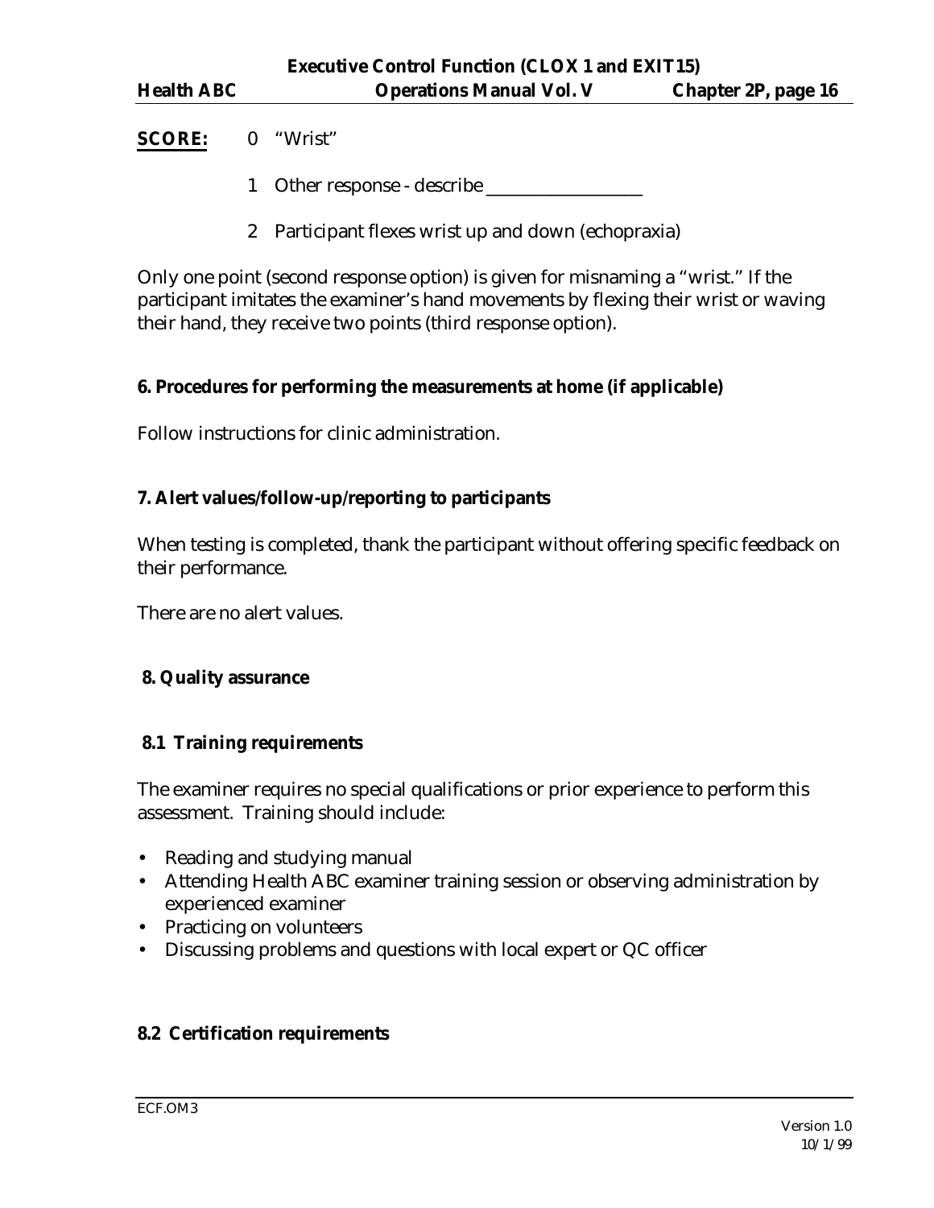**SCORE:** 0 “Wrist”

1 Other response - describe ________________

2 Participant flexes wrist up and down (echopraxia)

Only one point (second response option) is given for misnaming a “wrist.” If the participant imitates the examiner’s hand movements by flexing their wrist or waving their hand, they receive two points (third response option).

**6. Procedures for performing the measurements at home (if applicable)**

Follow instructions for clinic administration.

**7. Alert values/follow-up/reporting to participants**

When testing is completed, thank the participant without offering specific feedback on their performance.

There are no alert values.

**8. Quality assurance**

**8.1 Training requirements**

The examiner requires no special qualifications or prior experience to perform this assessment. Training should include:

- Reading and studying manual
- Attending Health ABC examiner training session or observing administration by experienced examiner
- Practicing on volunteers
- Discussing problems and questions with local expert or QC officer

**8.2 Certification requirements**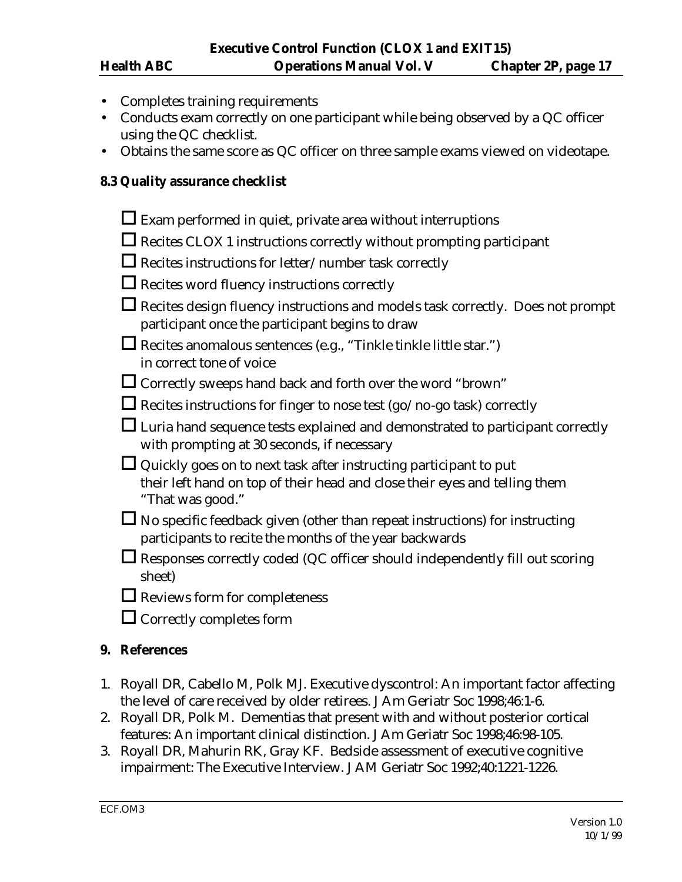- Completes training requirements
- Conducts exam correctly on one participant while being observed by a QC officer using the QC checklist.
- Obtains the same score as QC officer on three sample exams viewed on videotape.

### 8.3 Quality assurance checklist

- ☐ Exam performed in quiet, private area without interruptions
- ☐ Recites CLOX 1 instructions correctly without prompting participant
- ☐ Recites instructions for letter/number task correctly
- ☐ Recites word fluency instructions correctly
- ☐ Recites design fluency instructions and models task correctly. Does not prompt participant once the participant begins to draw
- ☐ Recites anomalous sentences (e.g., "Tinkle tinkle little star.") in correct tone of voice
- ☐ Correctly sweeps hand back and forth over the word "brown"
- ☐ Recites instructions for finger to nose test (go/no-go task) correctly
- ☐ Luria hand sequence tests explained and demonstrated to participant correctly with prompting at 30 seconds, if necessary
- ☐ Quickly goes on to next task after instructing participant to put their left hand on top of their head and close their eyes and telling them "That was good."
- ☐ No specific feedback given (other than repeat instructions) for instructing participants to recite the months of the year backwards
- ☐ Responses correctly coded (QC officer should independently fill out scoring sheet)
- ☐ Reviews form for completeness
- ☐ Correctly completes form

## 9. References

1. Royall DR, Cabello M, Polk MJ. Executive dyscontrol: An important factor affecting the level of care received by older retirees. J Am Geriatr Soc 1998;46:1-6.
2. Royall DR, Polk M. Dementias that present with and without posterior cortical features: An important clinical distinction. J Am Geriatr Soc 1998;46:98-105.
3. Royall DR, Mahurin RK, Gray KF. Bedside assessment of executive cognitive impairment: The Executive Interview. J AM Geriatr Soc 1992;40:1221-1226.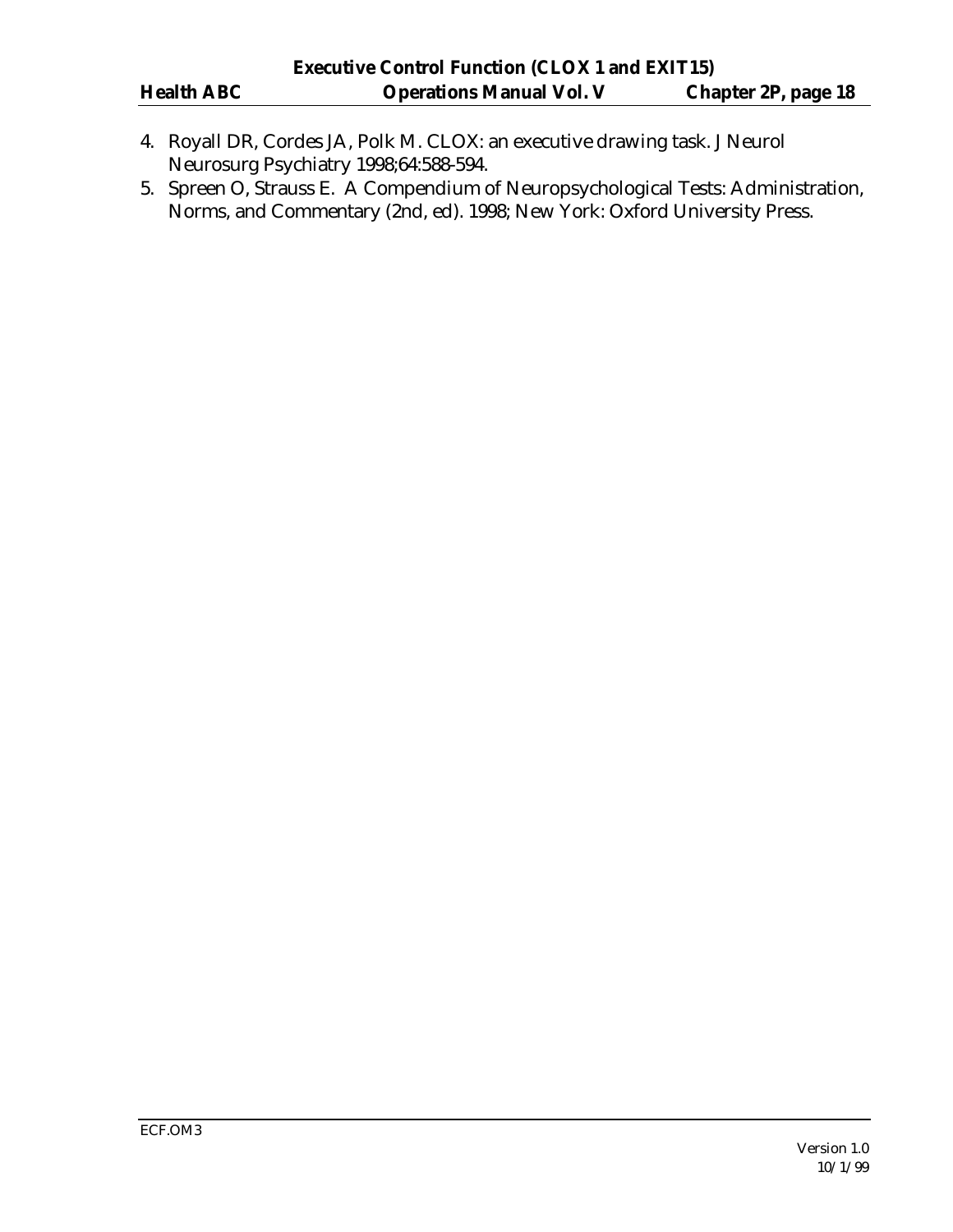4. Royall DR, Cordes JA, Polk M. CLOX: an executive drawing task. J Neurol Neurosurg Psychiatry 1998;64:588-594.
5. Spreen O, Strauss E. A Compendium of Neuropsychological Tests: Administration, Norms, and Commentary (2nd, ed). 1998; New York: Oxford University Press.